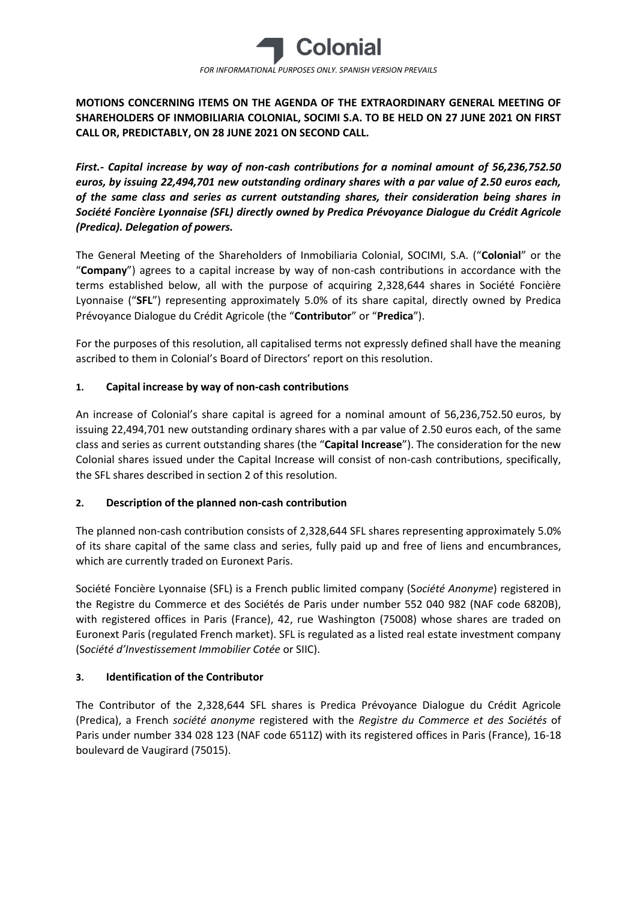*FOR INFORMATIONAL PURPOSES ONLY. SPANISH VERSION PREVAILS*

**MOTIONS CONCERNING ITEMS ON THE AGENDA OF THE EXTRAORDINARY GENERAL MEETING OF SHAREHOLDERS OF INMOBILIARIA COLONIAL, SOCIMI S.A. TO BE HELD ON 27 JUNE 2021 ON FIRST CALL OR, PREDICTABLY, ON 28 JUNE 2021 ON SECOND CALL.**

***First.- Capital increase by way of non-cash contributions for a nominal amount of 56,236,752.50 euros, by issuing 22,494,701 new outstanding ordinary shares with a par value of 2.50 euros each, of the same class and series as current outstanding shares, their consideration being shares in Société Foncière Lyonnaise (SFL) directly owned by Predica Prévoyance Dialogue du Crédit Agricole (Predica). Delegation of powers.***

The General Meeting of the Shareholders of Inmobiliaria Colonial, SOCIMI, S.A. ("**Colonial**" or the "**Company**") agrees to a capital increase by way of non-cash contributions in accordance with the terms established below, all with the purpose of acquiring 2,328,644 shares in Société Foncière Lyonnaise ("**SFL**") representing approximately 5.0% of its share capital, directly owned by Predica Prévoyance Dialogue du Crédit Agricole (the "**Contributor**" or "**Predica**").

For the purposes of this resolution, all capitalised terms not expressly defined shall have the meaning ascribed to them in Colonial's Board of Directors' report on this resolution.

**1. Capital increase by way of non-cash contributions**

An increase of Colonial's share capital is agreed for a nominal amount of 56,236,752.50 euros, by issuing 22,494,701 new outstanding ordinary shares with a par value of 2.50 euros each, of the same class and series as current outstanding shares (the "**Capital Increase**"). The consideration for the new Colonial shares issued under the Capital Increase will consist of non-cash contributions, specifically, the SFL shares described in section 2 of this resolution.

**2. Description of the planned non-cash contribution**

The planned non-cash contribution consists of 2,328,644 SFL shares representing approximately 5.0% of its share capital of the same class and series, fully paid up and free of liens and encumbrances, which are currently traded on Euronext Paris.

Société Foncière Lyonnaise (SFL) is a French public limited company (S*ociété Anonyme*) registered in the Registre du Commerce et des Sociétés de Paris under number 552 040 982 (NAF code 6820B), with registered offices in Paris (France), 42, rue Washington (75008) whose shares are traded on Euronext Paris (regulated French market). SFL is regulated as a listed real estate investment company (S*ociété d'Investissement Immobilier Cotée* or SIIC).

**3. Identification of the Contributor**

The Contributor of the 2,328,644 SFL shares is Predica Prévoyance Dialogue du Crédit Agricole (Predica), a French *société anonyme* registered with the *Registre du Commerce et des Sociétés* of Paris under number 334 028 123 (NAF code 6511Z) with its registered offices in Paris (France), 16-18 boulevard de Vaugirard (75015).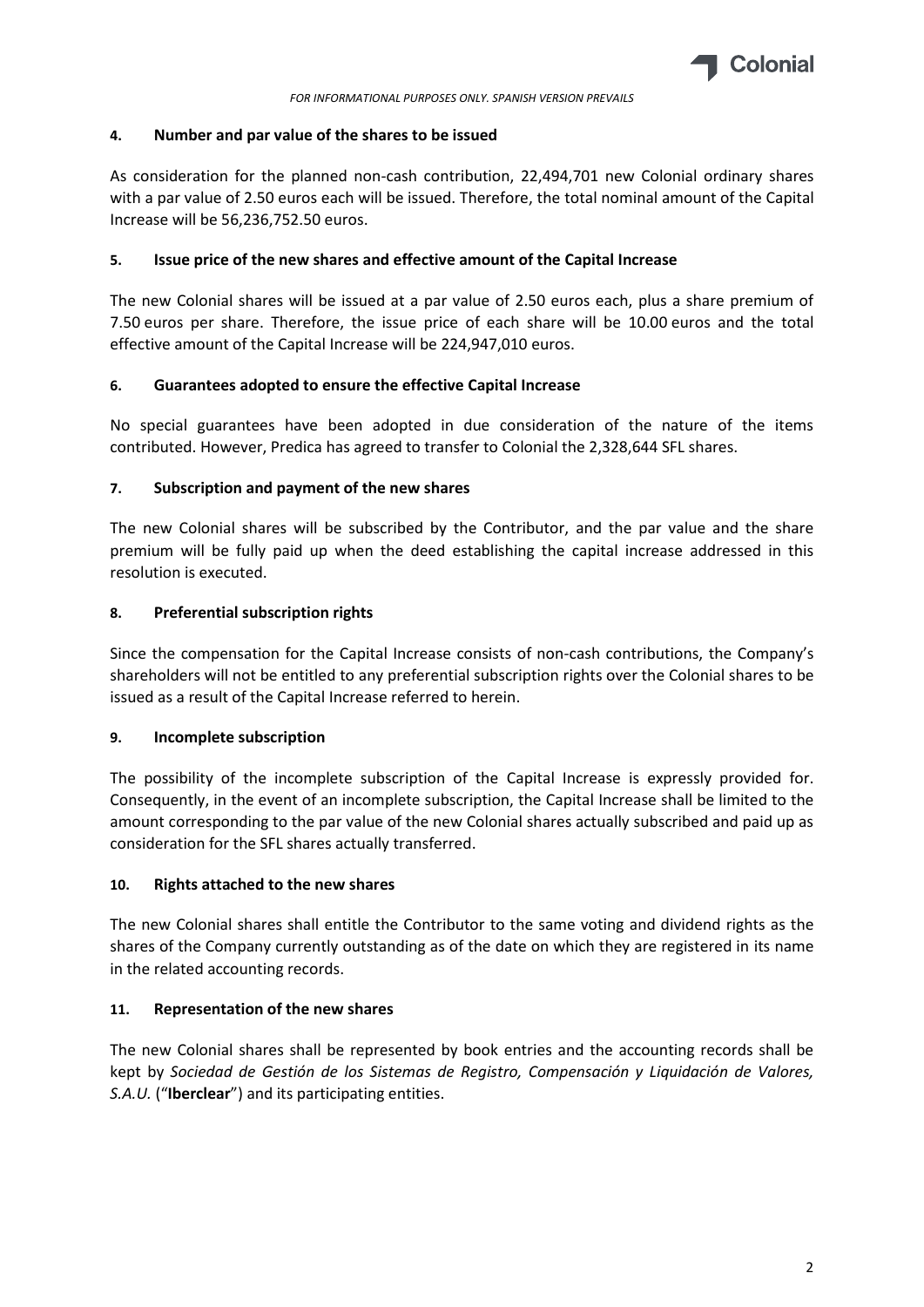## 4. Number and par value of the shares to be issued

As consideration for the planned non-cash contribution, 22,494,701 new Colonial ordinary shares with a par value of 2.50 euros each will be issued. Therefore, the total nominal amount of the Capital Increase will be 56,236,752.50 euros.

## 5. Issue price of the new shares and effective amount of the Capital Increase

The new Colonial shares will be issued at a par value of 2.50 euros each, plus a share premium of 7.50 euros per share. Therefore, the issue price of each share will be 10.00 euros and the total effective amount of the Capital Increase will be 224,947,010 euros.

## 6. Guarantees adopted to ensure the effective Capital Increase

No special guarantees have been adopted in due consideration of the nature of the items contributed. However, Predica has agreed to transfer to Colonial the 2,328,644 SFL shares.

## 7. Subscription and payment of the new shares

The new Colonial shares will be subscribed by the Contributor, and the par value and the share premium will be fully paid up when the deed establishing the capital increase addressed in this resolution is executed.

## 8. Preferential subscription rights

Since the compensation for the Capital Increase consists of non-cash contributions, the Company's shareholders will not be entitled to any preferential subscription rights over the Colonial shares to be issued as a result of the Capital Increase referred to herein.

## 9. Incomplete subscription

The possibility of the incomplete subscription of the Capital Increase is expressly provided for. Consequently, in the event of an incomplete subscription, the Capital Increase shall be limited to the amount corresponding to the par value of the new Colonial shares actually subscribed and paid up as consideration for the SFL shares actually transferred.

## 10. Rights attached to the new shares

The new Colonial shares shall entitle the Contributor to the same voting and dividend rights as the shares of the Company currently outstanding as of the date on which they are registered in its name in the related accounting records.

## 11. Representation of the new shares

The new Colonial shares shall be represented by book entries and the accounting records shall be kept by *Sociedad de Gestión de los Sistemas de Registro, Compensación y Liquidación de Valores, S.A.U.* ("**Iberclear**") and its participating entities.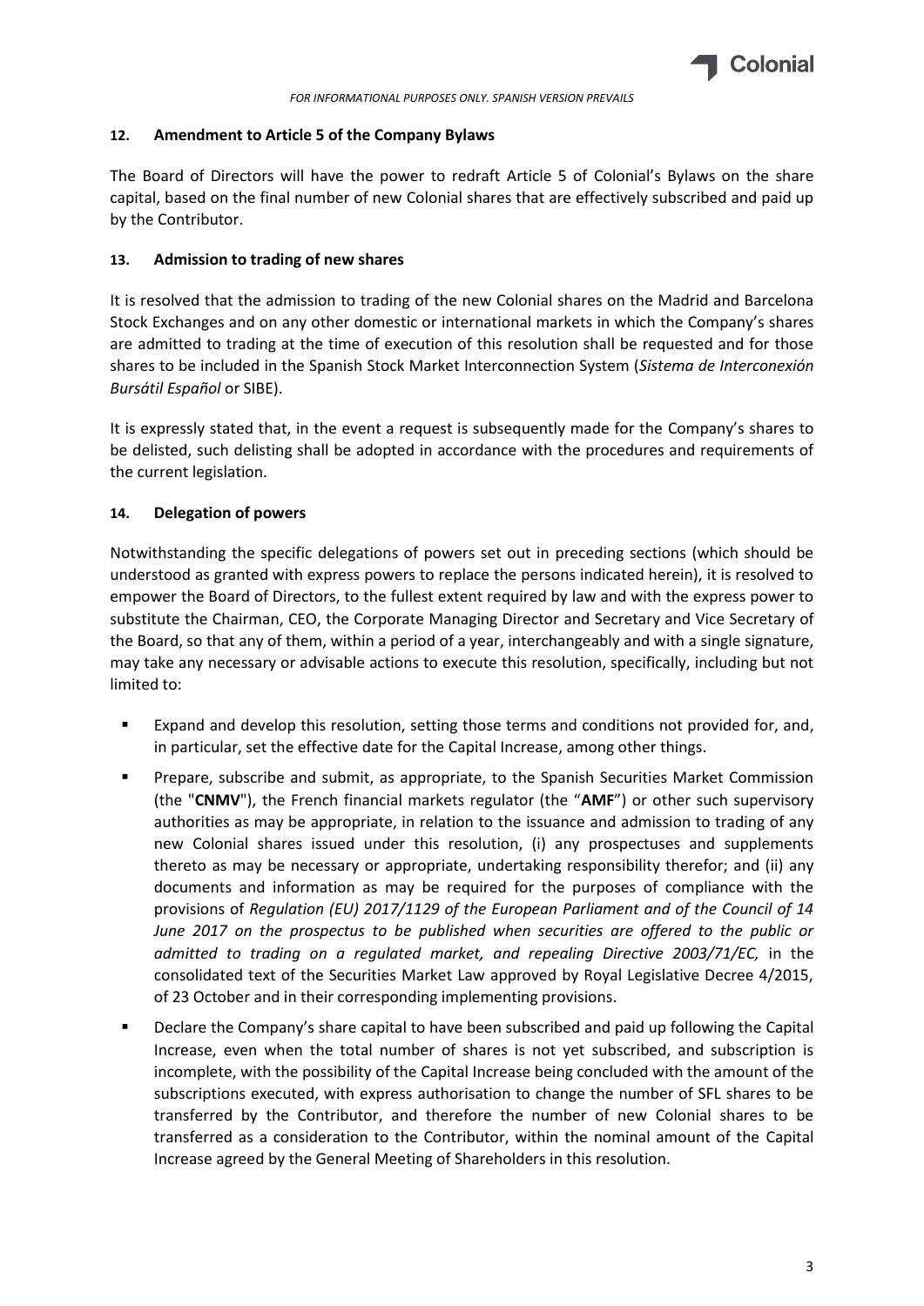### 12. Amendment to Article 5 of the Company Bylaws

The Board of Directors will have the power to redraft Article 5 of Colonial's Bylaws on the share capital, based on the final number of new Colonial shares that are effectively subscribed and paid up by the Contributor.

### 13. Admission to trading of new shares

It is resolved that the admission to trading of the new Colonial shares on the Madrid and Barcelona Stock Exchanges and on any other domestic or international markets in which the Company's shares are admitted to trading at the time of execution of this resolution shall be requested and for those shares to be included in the Spanish Stock Market Interconnection System (*Sistema de Interconexión Bursátil Español* or SIBE).

It is expressly stated that, in the event a request is subsequently made for the Company's shares to be delisted, such delisting shall be adopted in accordance with the procedures and requirements of the current legislation.

### 14. Delegation of powers

Notwithstanding the specific delegations of powers set out in preceding sections (which should be understood as granted with express powers to replace the persons indicated herein), it is resolved to empower the Board of Directors, to the fullest extent required by law and with the express power to substitute the Chairman, CEO, the Corporate Managing Director and Secretary and Vice Secretary of the Board, so that any of them, within a period of a year, interchangeably and with a single signature, may take any necessary or advisable actions to execute this resolution, specifically, including but not limited to:

- Expand and develop this resolution, setting those terms and conditions not provided for, and, in particular, set the effective date for the Capital Increase, among other things.
- Prepare, subscribe and submit, as appropriate, to the Spanish Securities Market Commission (the "**CNMV**"), the French financial markets regulator (the "**AMF**") or other such supervisory authorities as may be appropriate, in relation to the issuance and admission to trading of any new Colonial shares issued under this resolution, (i) any prospectuses and supplements thereto as may be necessary or appropriate, undertaking responsibility therefor; and (ii) any documents and information as may be required for the purposes of compliance with the provisions of *Regulation (EU) 2017/1129 of the European Parliament and of the Council of 14 June 2017 on the prospectus to be published when securities are offered to the public or admitted to trading on a regulated market, and repealing Directive 2003/71/EC,* in the consolidated text of the Securities Market Law approved by Royal Legislative Decree 4/2015, of 23 October and in their corresponding implementing provisions.
- Declare the Company's share capital to have been subscribed and paid up following the Capital Increase, even when the total number of shares is not yet subscribed, and subscription is incomplete, with the possibility of the Capital Increase being concluded with the amount of the subscriptions executed, with express authorisation to change the number of SFL shares to be transferred by the Contributor, and therefore the number of new Colonial shares to be transferred as a consideration to the Contributor, within the nominal amount of the Capital Increase agreed by the General Meeting of Shareholders in this resolution.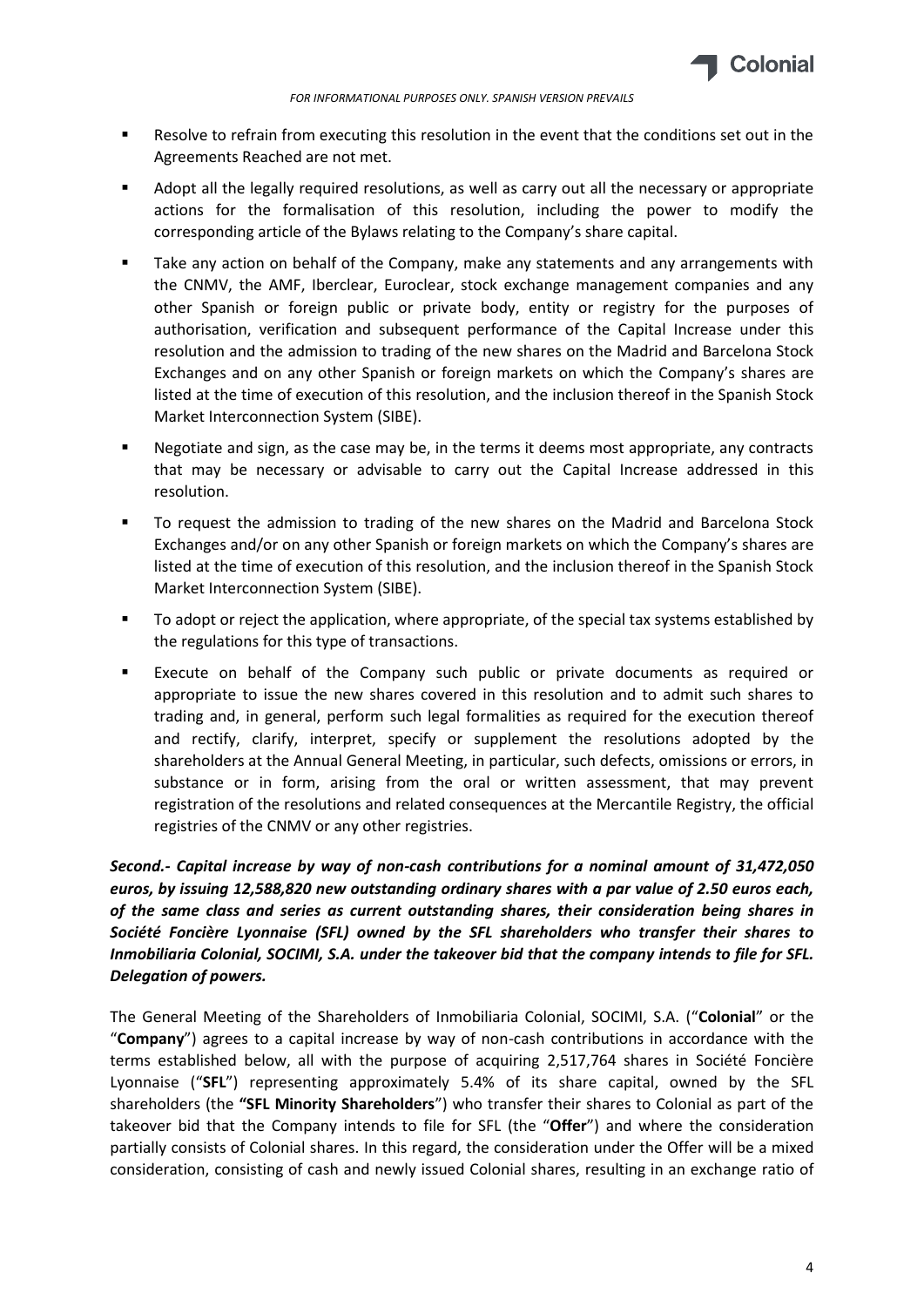- Resolve to refrain from executing this resolution in the event that the conditions set out in the Agreements Reached are not met.
- Adopt all the legally required resolutions, as well as carry out all the necessary or appropriate actions for the formalisation of this resolution, including the power to modify the corresponding article of the Bylaws relating to the Company's share capital.
- Take any action on behalf of the Company, make any statements and any arrangements with the CNMV, the AMF, Iberclear, Euroclear, stock exchange management companies and any other Spanish or foreign public or private body, entity or registry for the purposes of authorisation, verification and subsequent performance of the Capital Increase under this resolution and the admission to trading of the new shares on the Madrid and Barcelona Stock Exchanges and on any other Spanish or foreign markets on which the Company's shares are listed at the time of execution of this resolution, and the inclusion thereof in the Spanish Stock Market Interconnection System (SIBE).
- Negotiate and sign, as the case may be, in the terms it deems most appropriate, any contracts that may be necessary or advisable to carry out the Capital Increase addressed in this resolution.
- To request the admission to trading of the new shares on the Madrid and Barcelona Stock Exchanges and/or on any other Spanish or foreign markets on which the Company's shares are listed at the time of execution of this resolution, and the inclusion thereof in the Spanish Stock Market Interconnection System (SIBE).
- To adopt or reject the application, where appropriate, of the special tax systems established by the regulations for this type of transactions.
- Execute on behalf of the Company such public or private documents as required or appropriate to issue the new shares covered in this resolution and to admit such shares to trading and, in general, perform such legal formalities as required for the execution thereof and rectify, clarify, interpret, specify or supplement the resolutions adopted by the shareholders at the Annual General Meeting, in particular, such defects, omissions or errors, in substance or in form, arising from the oral or written assessment, that may prevent registration of the resolutions and related consequences at the Mercantile Registry, the official registries of the CNMV or any other registries.

***Second.- Capital increase by way of non-cash contributions for a nominal amount of 31,472,050 euros, by issuing 12,588,820 new outstanding ordinary shares with a par value of 2.50 euros each, of the same class and series as current outstanding shares, their consideration being shares in Société Foncière Lyonnaise (SFL) owned by the SFL shareholders who transfer their shares to Inmobiliaria Colonial, SOCIMI, S.A. under the takeover bid that the company intends to file for SFL. Delegation of powers.***

The General Meeting of the Shareholders of Inmobiliaria Colonial, SOCIMI, S.A. ("**Colonial**" or the "**Company**") agrees to a capital increase by way of non-cash contributions in accordance with the terms established below, all with the purpose of acquiring 2,517,764 shares in Société Foncière Lyonnaise ("**SFL**") representing approximately 5.4% of its share capital, owned by the SFL shareholders (the **"SFL Minority Shareholders**") who transfer their shares to Colonial as part of the takeover bid that the Company intends to file for SFL (the "**Offer**") and where the consideration partially consists of Colonial shares. In this regard, the consideration under the Offer will be a mixed consideration, consisting of cash and newly issued Colonial shares, resulting in an exchange ratio of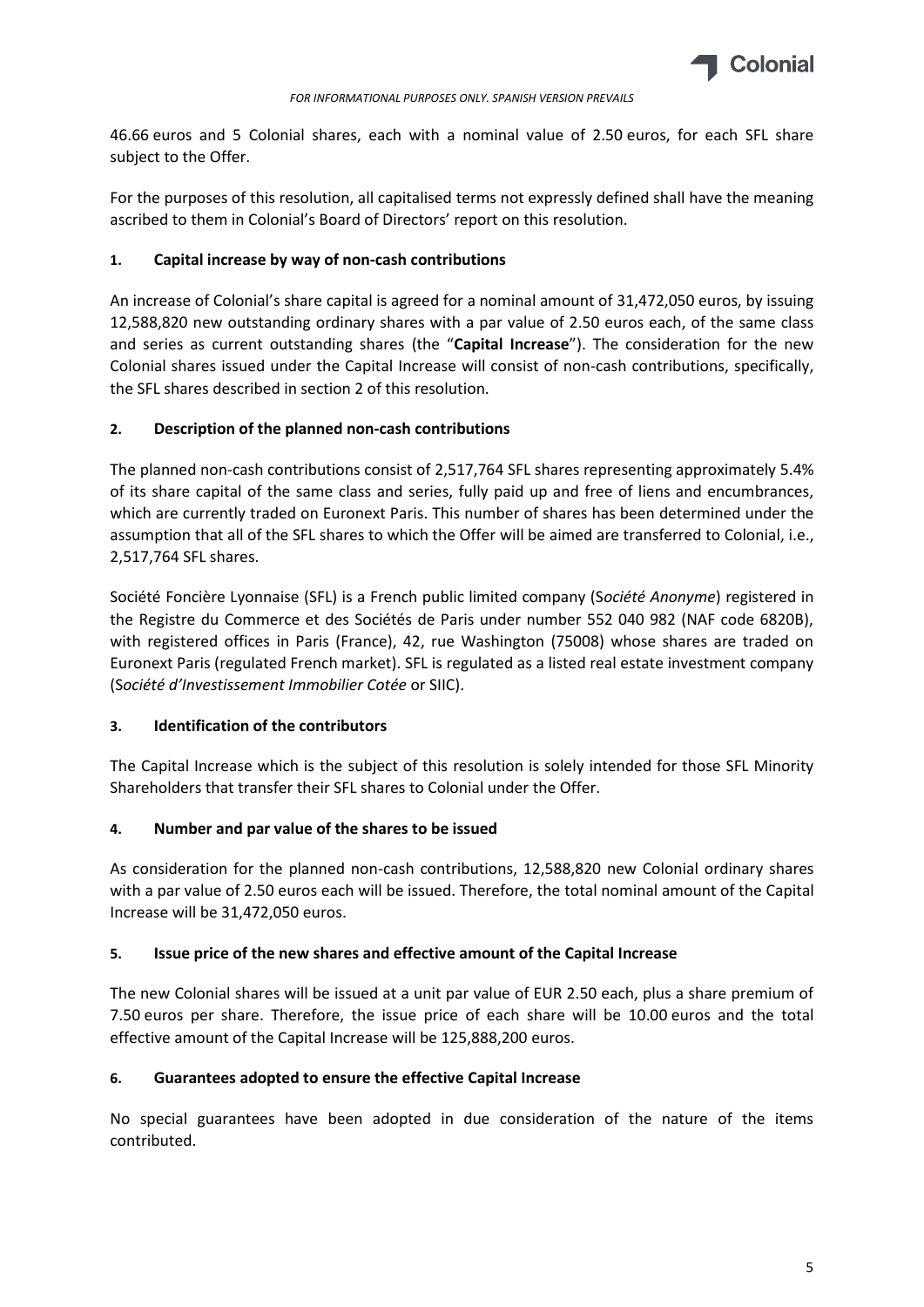46.66 euros and 5 Colonial shares, each with a nominal value of 2.50 euros, for each SFL share subject to the Offer.

For the purposes of this resolution, all capitalised terms not expressly defined shall have the meaning ascribed to them in Colonial's Board of Directors' report on this resolution.

### 1. Capital increase by way of non-cash contributions

An increase of Colonial's share capital is agreed for a nominal amount of 31,472,050 euros, by issuing 12,588,820 new outstanding ordinary shares with a par value of 2.50 euros each, of the same class and series as current outstanding shares (the "**Capital Increase**"). The consideration for the new Colonial shares issued under the Capital Increase will consist of non-cash contributions, specifically, the SFL shares described in section 2 of this resolution.

### 2. Description of the planned non-cash contributions

The planned non-cash contributions consist of 2,517,764 SFL shares representing approximately 5.4% of its share capital of the same class and series, fully paid up and free of liens and encumbrances, which are currently traded on Euronext Paris. This number of shares has been determined under the assumption that all of the SFL shares to which the Offer will be aimed are transferred to Colonial, i.e., 2,517,764 SFL shares.

Société Foncière Lyonnaise (SFL) is a French public limited company (S*ociété Anonyme*) registered in the Registre du Commerce et des Sociétés de Paris under number 552 040 982 (NAF code 6820B), with registered offices in Paris (France), 42, rue Washington (75008) whose shares are traded on Euronext Paris (regulated French market). SFL is regulated as a listed real estate investment company (S*ociété d'Investissement Immobilier Cotée* or SIIC).

### 3. Identification of the contributors

The Capital Increase which is the subject of this resolution is solely intended for those SFL Minority Shareholders that transfer their SFL shares to Colonial under the Offer.

### 4. Number and par value of the shares to be issued

As consideration for the planned non-cash contributions, 12,588,820 new Colonial ordinary shares with a par value of 2.50 euros each will be issued. Therefore, the total nominal amount of the Capital Increase will be 31,472,050 euros.

### 5. Issue price of the new shares and effective amount of the Capital Increase

The new Colonial shares will be issued at a unit par value of EUR 2.50 each, plus a share premium of 7.50 euros per share. Therefore, the issue price of each share will be 10.00 euros and the total effective amount of the Capital Increase will be 125,888,200 euros.

### 6. Guarantees adopted to ensure the effective Capital Increase

No special guarantees have been adopted in due consideration of the nature of the items contributed.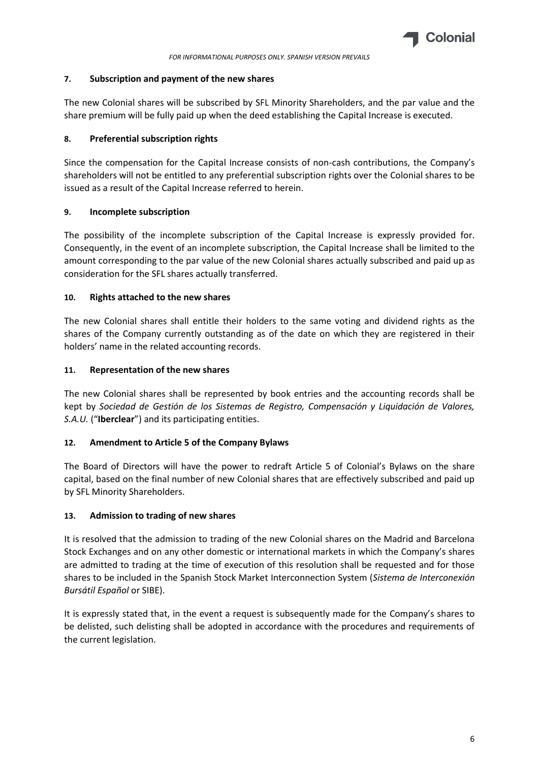### 7. Subscription and payment of the new shares

The new Colonial shares will be subscribed by SFL Minority Shareholders, and the par value and the share premium will be fully paid up when the deed establishing the Capital Increase is executed.

### 8. Preferential subscription rights

Since the compensation for the Capital Increase consists of non-cash contributions, the Company's shareholders will not be entitled to any preferential subscription rights over the Colonial shares to be issued as a result of the Capital Increase referred to herein.

### 9. Incomplete subscription

The possibility of the incomplete subscription of the Capital Increase is expressly provided for. Consequently, in the event of an incomplete subscription, the Capital Increase shall be limited to the amount corresponding to the par value of the new Colonial shares actually subscribed and paid up as consideration for the SFL shares actually transferred.

### 10. Rights attached to the new shares

The new Colonial shares shall entitle their holders to the same voting and dividend rights as the shares of the Company currently outstanding as of the date on which they are registered in their holders' name in the related accounting records.

### 11. Representation of the new shares

The new Colonial shares shall be represented by book entries and the accounting records shall be kept by *Sociedad de Gestión de los Sistemas de Registro, Compensación y Liquidación de Valores, S.A.U.* ("**Iberclear**") and its participating entities.

### 12. Amendment to Article 5 of the Company Bylaws

The Board of Directors will have the power to redraft Article 5 of Colonial's Bylaws on the share capital, based on the final number of new Colonial shares that are effectively subscribed and paid up by SFL Minority Shareholders.

### 13. Admission to trading of new shares

It is resolved that the admission to trading of the new Colonial shares on the Madrid and Barcelona Stock Exchanges and on any other domestic or international markets in which the Company's shares are admitted to trading at the time of execution of this resolution shall be requested and for those shares to be included in the Spanish Stock Market Interconnection System (*Sistema de Interconexión Bursátil Español* or SIBE).

It is expressly stated that, in the event a request is subsequently made for the Company's shares to be delisted, such delisting shall be adopted in accordance with the procedures and requirements of the current legislation.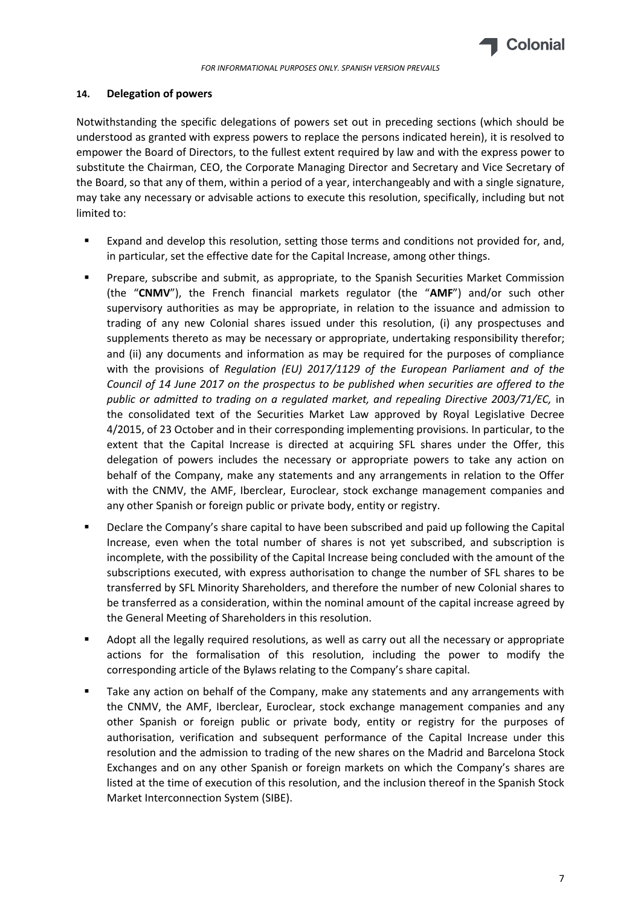## 14. Delegation of powers

Notwithstanding the specific delegations of powers set out in preceding sections (which should be understood as granted with express powers to replace the persons indicated herein), it is resolved to empower the Board of Directors, to the fullest extent required by law and with the express power to substitute the Chairman, CEO, the Corporate Managing Director and Secretary and Vice Secretary of the Board, so that any of them, within a period of a year, interchangeably and with a single signature, may take any necessary or advisable actions to execute this resolution, specifically, including but not limited to:

- Expand and develop this resolution, setting those terms and conditions not provided for, and, in particular, set the effective date for the Capital Increase, among other things.
- Prepare, subscribe and submit, as appropriate, to the Spanish Securities Market Commission (the "**CNMV**"), the French financial markets regulator (the "**AMF**") and/or such other supervisory authorities as may be appropriate, in relation to the issuance and admission to trading of any new Colonial shares issued under this resolution, (i) any prospectuses and supplements thereto as may be necessary or appropriate, undertaking responsibility therefor; and (ii) any documents and information as may be required for the purposes of compliance with the provisions of *Regulation (EU) 2017/1129 of the European Parliament and of the Council of 14 June 2017 on the prospectus to be published when securities are offered to the public or admitted to trading on a regulated market, and repealing Directive 2003/71/EC,* in the consolidated text of the Securities Market Law approved by Royal Legislative Decree 4/2015, of 23 October and in their corresponding implementing provisions. In particular, to the extent that the Capital Increase is directed at acquiring SFL shares under the Offer, this delegation of powers includes the necessary or appropriate powers to take any action on behalf of the Company, make any statements and any arrangements in relation to the Offer with the CNMV, the AMF, Iberclear, Euroclear, stock exchange management companies and any other Spanish or foreign public or private body, entity or registry.
- Declare the Company's share capital to have been subscribed and paid up following the Capital Increase, even when the total number of shares is not yet subscribed, and subscription is incomplete, with the possibility of the Capital Increase being concluded with the amount of the subscriptions executed, with express authorisation to change the number of SFL shares to be transferred by SFL Minority Shareholders, and therefore the number of new Colonial shares to be transferred as a consideration, within the nominal amount of the capital increase agreed by the General Meeting of Shareholders in this resolution.
- Adopt all the legally required resolutions, as well as carry out all the necessary or appropriate actions for the formalisation of this resolution, including the power to modify the corresponding article of the Bylaws relating to the Company's share capital.
- Take any action on behalf of the Company, make any statements and any arrangements with the CNMV, the AMF, Iberclear, Euroclear, stock exchange management companies and any other Spanish or foreign public or private body, entity or registry for the purposes of authorisation, verification and subsequent performance of the Capital Increase under this resolution and the admission to trading of the new shares on the Madrid and Barcelona Stock Exchanges and on any other Spanish or foreign markets on which the Company's shares are listed at the time of execution of this resolution, and the inclusion thereof in the Spanish Stock Market Interconnection System (SIBE).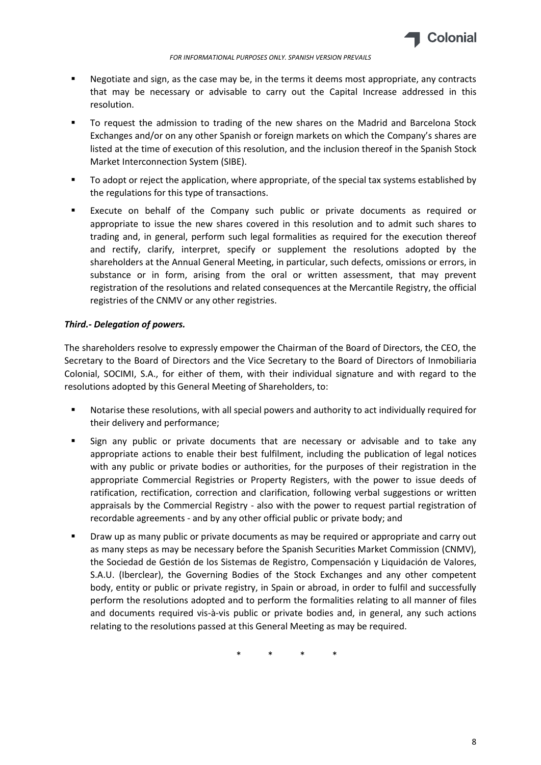- Negotiate and sign, as the case may be, in the terms it deems most appropriate, any contracts that may be necessary or advisable to carry out the Capital Increase addressed in this resolution.
- To request the admission to trading of the new shares on the Madrid and Barcelona Stock Exchanges and/or on any other Spanish or foreign markets on which the Company's shares are listed at the time of execution of this resolution, and the inclusion thereof in the Spanish Stock Market Interconnection System (SIBE).
- To adopt or reject the application, where appropriate, of the special tax systems established by the regulations for this type of transactions.
- Execute on behalf of the Company such public or private documents as required or appropriate to issue the new shares covered in this resolution and to admit such shares to trading and, in general, perform such legal formalities as required for the execution thereof and rectify, clarify, interpret, specify or supplement the resolutions adopted by the shareholders at the Annual General Meeting, in particular, such defects, omissions or errors, in substance or in form, arising from the oral or written assessment, that may prevent registration of the resolutions and related consequences at the Mercantile Registry, the official registries of the CNMV or any other registries.

***Third.- Delegation of powers.***

The shareholders resolve to expressly empower the Chairman of the Board of Directors, the CEO, the Secretary to the Board of Directors and the Vice Secretary to the Board of Directors of Inmobiliaria Colonial, SOCIMI, S.A., for either of them, with their individual signature and with regard to the resolutions adopted by this General Meeting of Shareholders, to:

- Notarise these resolutions, with all special powers and authority to act individually required for their delivery and performance;
- Sign any public or private documents that are necessary or advisable and to take any appropriate actions to enable their best fulfilment, including the publication of legal notices with any public or private bodies or authorities, for the purposes of their registration in the appropriate Commercial Registries or Property Registers, with the power to issue deeds of ratification, rectification, correction and clarification, following verbal suggestions or written appraisals by the Commercial Registry - also with the power to request partial registration of recordable agreements - and by any other official public or private body; and
- Draw up as many public or private documents as may be required or appropriate and carry out as many steps as may be necessary before the Spanish Securities Market Commission (CNMV), the Sociedad de Gestión de los Sistemas de Registro, Compensación y Liquidación de Valores, S.A.U. (Iberclear), the Governing Bodies of the Stock Exchanges and any other competent body, entity or public or private registry, in Spain or abroad, in order to fulfil and successfully perform the resolutions adopted and to perform the formalities relating to all manner of files and documents required vis-à-vis public or private bodies and, in general, any such actions relating to the resolutions passed at this General Meeting as may be required.

\* \* \* \*